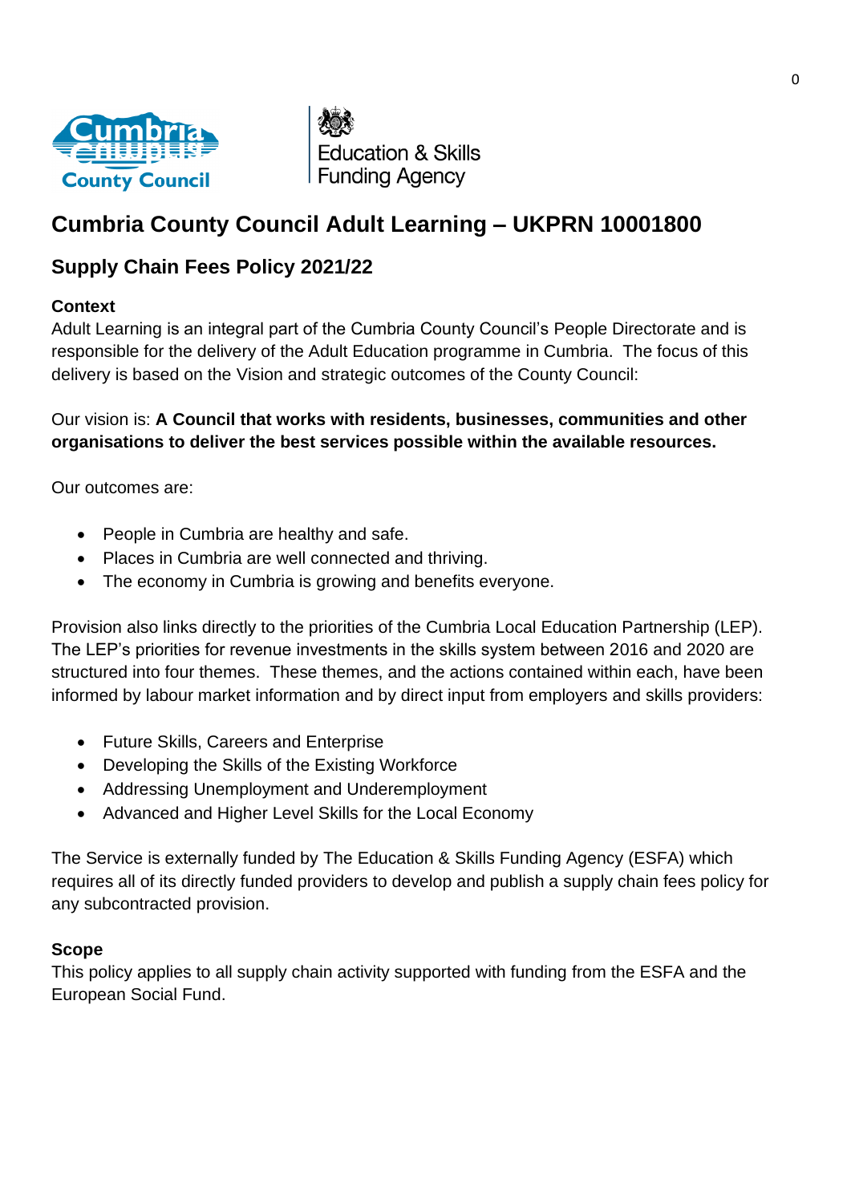# Cumbria County Council Adult Learning – UKPRN 10001800

## Supply Chain Fees Policy 2021/22

### Context

Adult Learning is an integral part of the Cumbria County Council's People Directorate and is responsible for the delivery of the Adult Education programme in Cumbria. The focus of this delivery is based on the Vision and strategic outcomes of the County Council:

Our vision is: **A Council that works with residents, businesses, communities and other organisations to deliver the best services possible within the available resources.**

Our outcomes are:

- People in Cumbria are healthy and safe.
- Places in Cumbria are well connected and thriving.
- The economy in Cumbria is growing and benefits everyone.

Provision also links directly to the priorities of the Cumbria Local Education Partnership (LEP). The LEP's priorities for revenue investments in the skills system between 2016 and 2020 are structured into four themes. These themes, and the actions contained within each, have been informed by labour market information and by direct input from employers and skills providers:

- Future Skills, Careers and Enterprise
- Developing the Skills of the Existing Workforce
- Addressing Unemployment and Underemployment
- Advanced and Higher Level Skills for the Local Economy

The Service is externally funded by The Education & Skills Funding Agency (ESFA) which requires all of its directly funded providers to develop and publish a supply chain fees policy for any subcontracted provision.

### Scope

This policy applies to all supply chain activity supported with funding from the ESFA and the European Social Fund.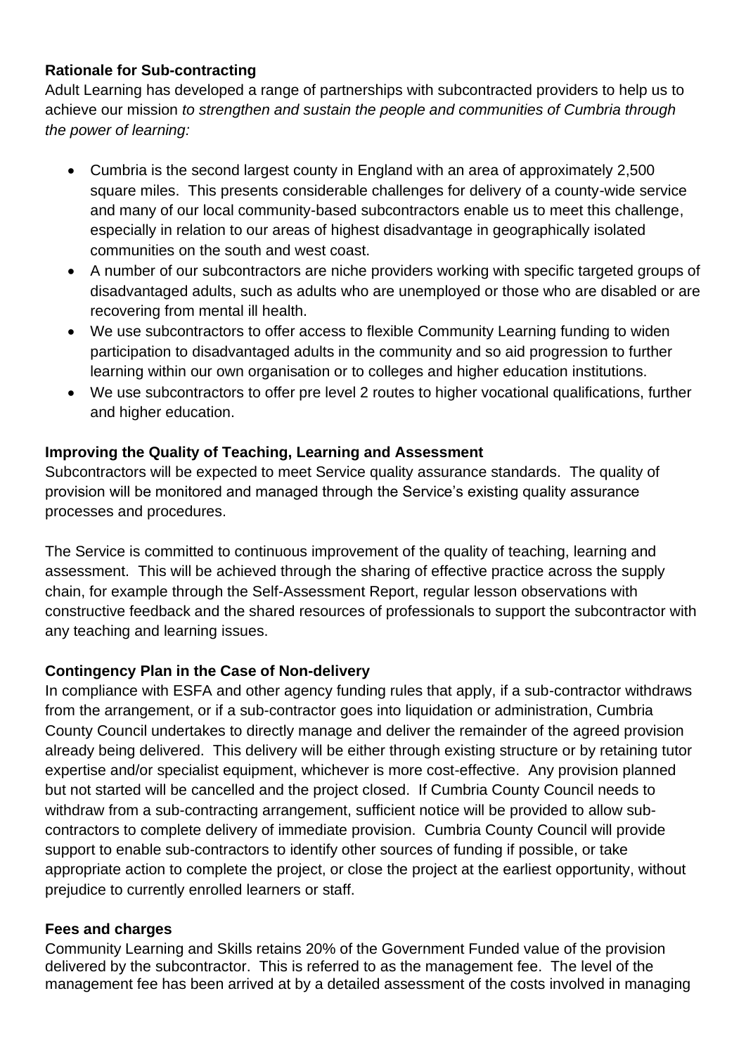**Rationale for Sub-contracting**

Adult Learning has developed a range of partnerships with subcontracted providers to help us to achieve our mission *to strengthen and sustain the people and communities of Cumbria through the power of learning:*

- Cumbria is the second largest county in England with an area of approximately 2,500 square miles. This presents considerable challenges for delivery of a county-wide service and many of our local community-based subcontractors enable us to meet this challenge, especially in relation to our areas of highest disadvantage in geographically isolated communities on the south and west coast.
- A number of our subcontractors are niche providers working with specific targeted groups of disadvantaged adults, such as adults who are unemployed or those who are disabled or are recovering from mental ill health.
- We use subcontractors to offer access to flexible Community Learning funding to widen participation to disadvantaged adults in the community and so aid progression to further learning within our own organisation or to colleges and higher education institutions.
- We use subcontractors to offer pre level 2 routes to higher vocational qualifications, further and higher education.

**Improving the Quality of Teaching, Learning and Assessment**

Subcontractors will be expected to meet Service quality assurance standards. The quality of provision will be monitored and managed through the Service's existing quality assurance processes and procedures.

The Service is committed to continuous improvement of the quality of teaching, learning and assessment. This will be achieved through the sharing of effective practice across the supply chain, for example through the Self-Assessment Report, regular lesson observations with constructive feedback and the shared resources of professionals to support the subcontractor with any teaching and learning issues.

**Contingency Plan in the Case of Non-delivery**

In compliance with ESFA and other agency funding rules that apply, if a sub-contractor withdraws from the arrangement, or if a sub-contractor goes into liquidation or administration, Cumbria County Council undertakes to directly manage and deliver the remainder of the agreed provision already being delivered. This delivery will be either through existing structure or by retaining tutor expertise and/or specialist equipment, whichever is more cost-effective. Any provision planned but not started will be cancelled and the project closed. If Cumbria County Council needs to withdraw from a sub-contracting arrangement, sufficient notice will be provided to allow sub-contractors to complete delivery of immediate provision. Cumbria County Council will provide support to enable sub-contractors to identify other sources of funding if possible, or take appropriate action to complete the project, or close the project at the earliest opportunity, without prejudice to currently enrolled learners or staff.

**Fees and charges**

Community Learning and Skills retains 20% of the Government Funded value of the provision delivered by the subcontractor. This is referred to as the management fee. The level of the management fee has been arrived at by a detailed assessment of the costs involved in managing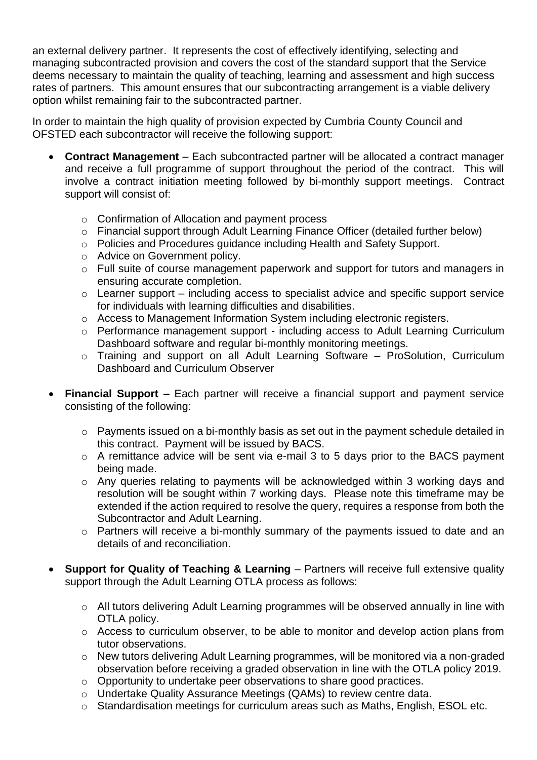an external delivery partner. It represents the cost of effectively identifying, selecting and managing subcontracted provision and covers the cost of the standard support that the Service deems necessary to maintain the quality of teaching, learning and assessment and high success rates of partners. This amount ensures that our subcontracting arrangement is a viable delivery option whilst remaining fair to the subcontracted partner.

In order to maintain the high quality of provision expected by Cumbria County Council and OFSTED each subcontractor will receive the following support:

- **Contract Management** – Each subcontracted partner will be allocated a contract manager and receive a full programme of support throughout the period of the contract. This will involve a contract initiation meeting followed by bi-monthly support meetings. Contract support will consist of:
    - Confirmation of Allocation and payment process
    - Financial support through Adult Learning Finance Officer (detailed further below)
    - Policies and Procedures guidance including Health and Safety Support.
    - Advice on Government policy.
    - Full suite of course management paperwork and support for tutors and managers in ensuring accurate completion.
    - Learner support – including access to specialist advice and specific support service for individuals with learning difficulties and disabilities.
    - Access to Management Information System including electronic registers.
    - Performance management support - including access to Adult Learning Curriculum Dashboard software and regular bi-monthly monitoring meetings.
    - Training and support on all Adult Learning Software – ProSolution, Curriculum Dashboard and Curriculum Observer

- **Financial Support –** Each partner will receive a financial support and payment service consisting of the following:
    - Payments issued on a bi-monthly basis as set out in the payment schedule detailed in this contract. Payment will be issued by BACS.
    - A remittance advice will be sent via e-mail 3 to 5 days prior to the BACS payment being made.
    - Any queries relating to payments will be acknowledged within 3 working days and resolution will be sought within 7 working days. Please note this timeframe may be extended if the action required to resolve the query, requires a response from both the Subcontractor and Adult Learning.
    - Partners will receive a bi-monthly summary of the payments issued to date and an details of and reconciliation.

- **Support for Quality of Teaching & Learning** – Partners will receive full extensive quality support through the Adult Learning OTLA process as follows:
    - All tutors delivering Adult Learning programmes will be observed annually in line with OTLA policy.
    - Access to curriculum observer, to be able to monitor and develop action plans from tutor observations.
    - New tutors delivering Adult Learning programmes, will be monitored via a non-graded observation before receiving a graded observation in line with the OTLA policy 2019.
    - Opportunity to undertake peer observations to share good practices.
    - Undertake Quality Assurance Meetings (QAMs) to review centre data.
    - Standardisation meetings for curriculum areas such as Maths, English, ESOL etc.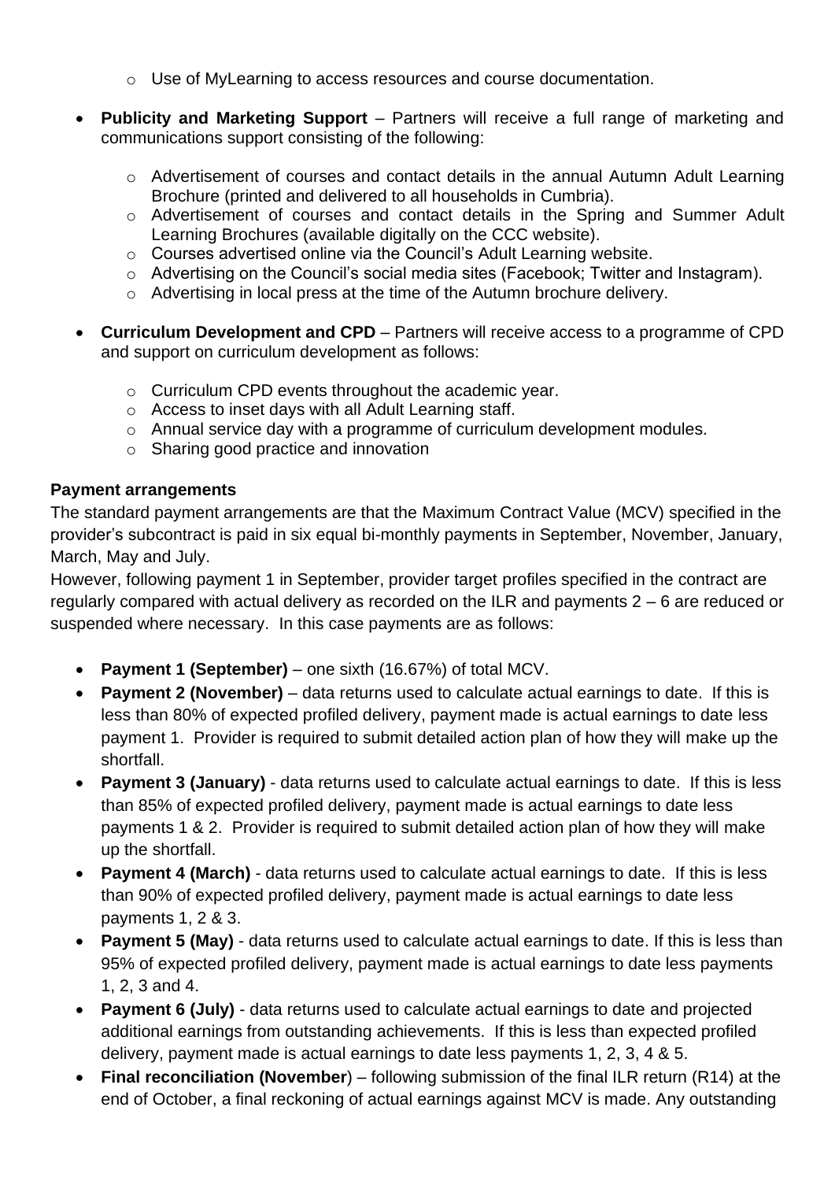- Use of MyLearning to access resources and course documentation.

- **Publicity and Marketing Support** – Partners will receive a full range of marketing and communications support consisting of the following:

    - Advertisement of courses and contact details in the annual Autumn Adult Learning Brochure (printed and delivered to all households in Cumbria).
    - Advertisement of courses and contact details in the Spring and Summer Adult Learning Brochures (available digitally on the CCC website).
    - Courses advertised online via the Council's Adult Learning website.
    - Advertising on the Council's social media sites (Facebook; Twitter and Instagram).
    - Advertising in local press at the time of the Autumn brochure delivery.

- **Curriculum Development and CPD** – Partners will receive access to a programme of CPD and support on curriculum development as follows:

    - Curriculum CPD events throughout the academic year.
    - Access to inset days with all Adult Learning staff.
    - Annual service day with a programme of curriculum development modules.
    - Sharing good practice and innovation

**Payment arrangements**

The standard payment arrangements are that the Maximum Contract Value (MCV) specified in the provider's subcontract is paid in six equal bi-monthly payments in September, November, January, March, May and July.

However, following payment 1 in September, provider target profiles specified in the contract are regularly compared with actual delivery as recorded on the ILR and payments 2 – 6 are reduced or suspended where necessary. In this case payments are as follows:

- **Payment 1 (September)** – one sixth (16.67%) of total MCV.
- **Payment 2 (November)** – data returns used to calculate actual earnings to date. If this is less than 80% of expected profiled delivery, payment made is actual earnings to date less payment 1. Provider is required to submit detailed action plan of how they will make up the shortfall.
- **Payment 3 (January)** - data returns used to calculate actual earnings to date. If this is less than 85% of expected profiled delivery, payment made is actual earnings to date less payments 1 & 2. Provider is required to submit detailed action plan of how they will make up the shortfall.
- **Payment 4 (March)** - data returns used to calculate actual earnings to date. If this is less than 90% of expected profiled delivery, payment made is actual earnings to date less payments 1, 2 & 3.
- **Payment 5 (May)** - data returns used to calculate actual earnings to date. If this is less than 95% of expected profiled delivery, payment made is actual earnings to date less payments 1, 2, 3 and 4.
- **Payment 6 (July)** - data returns used to calculate actual earnings to date and projected additional earnings from outstanding achievements. If this is less than expected profiled delivery, payment made is actual earnings to date less payments 1, 2, 3, 4 & 5.
- **Final reconciliation (November)** – following submission of the final ILR return (R14) at the end of October, a final reckoning of actual earnings against MCV is made. Any outstanding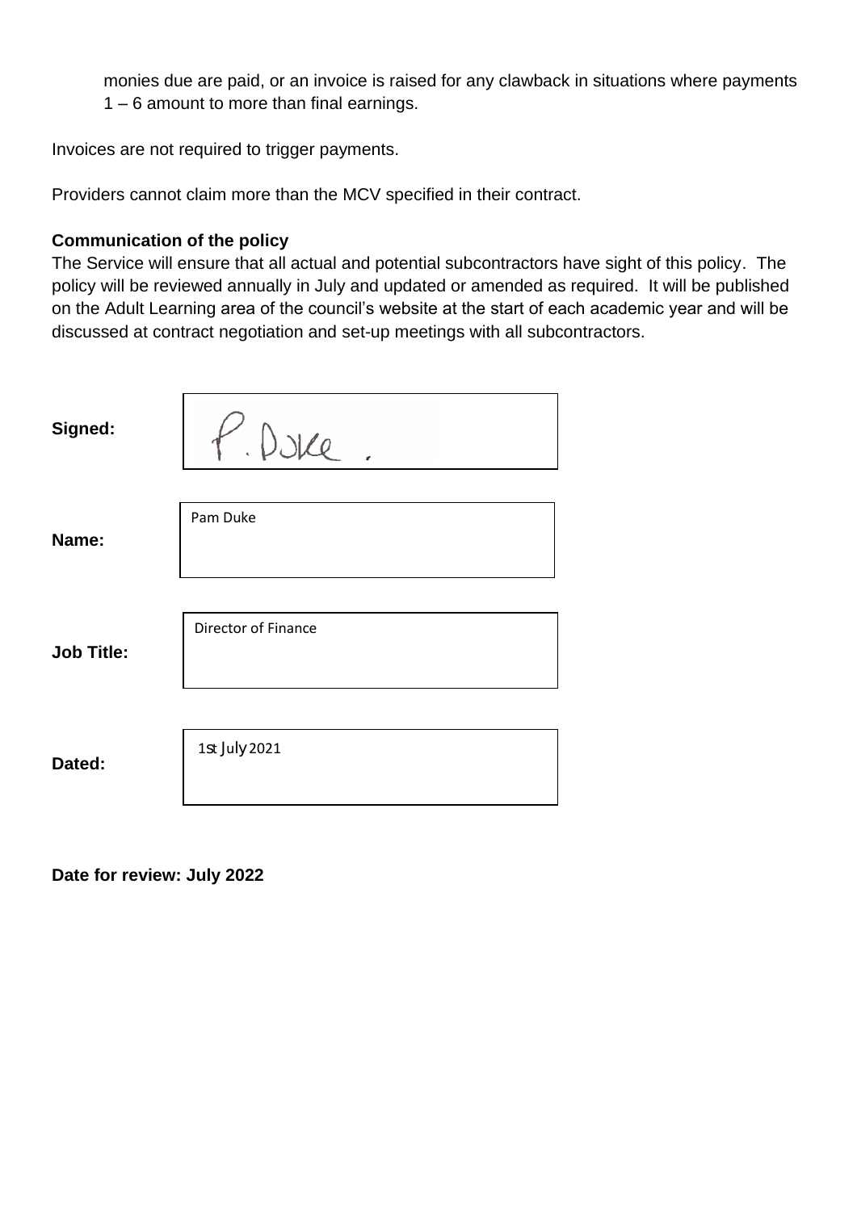monies due are paid, or an invoice is raised for any clawback in situations where payments 1 – 6 amount to more than final earnings.

Invoices are not required to trigger payments.

Providers cannot claim more than the MCV specified in their contract.

**Communication of the policy**

The Service will ensure that all actual and potential subcontractors have sight of this policy. The policy will be reviewed annually in July and updated or amended as required. It will be published on the Adult Learning area of the council's website at the start of each academic year and will be discussed at contract negotiation and set-up meetings with all subcontractors.

**Signed:** P. Duke.

**Name:** Pam Duke

**Job Title:** Director of Finance

**Dated:** 1st July 2021

**Date for review: July 2022**